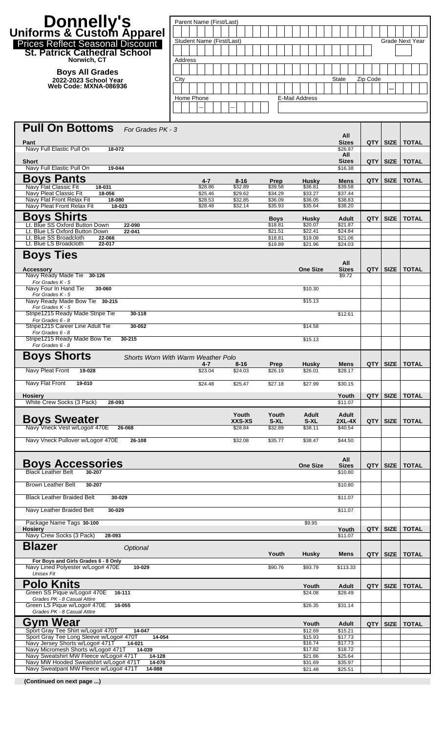# Donnelly's
## Uniforms & Custom Apparel

Prices Reflect Seasonal Discount

**St. Patrick Cathedral School**
Norwich, CT

**Boys All Grades**
**2022-2023 School Year**
**Web Code: MXNA-086936**

| Parent Name (First/Last) | | |
|---|---|---|
| Student Name (First/Last) | | Grade Next Year |
| Address | | |
| City | State | Zip Code |
| Home Phone | E-Mail Address | |

## Pull On Bottoms *For Grades PK - 3*

| Pant | | All Sizes | QTY | SIZE | TOTAL |
|---|---|---|---|---|---|
| Navy Full Elastic Pull On | 18-072 | $26.97 | | | |
| **Short** | | **All Sizes** | **QTY** | **SIZE** | **TOTAL** |
| Navy Full Elastic Pull On | 19-044 | $16.38 | | | |

## Boys Pants

| | | 4-7 | 8-16 | Prep | Husky | Mens | QTY | SIZE | TOTAL |
|---|---|---|---|---|---|---|---|---|---|
| Navy Flat Classic Fit | 18-031 | $28.86 | $32.89 | $39.58 | $36.81 | $39.58 | | | |
| Navy Pleat Classic Fit | 18-056 | $25.46 | $29.62 | $34.29 | $33.27 | $37.44 | | | |
| Navy Flat Front Relax Fit | 18-080 | $28.53 | $32.85 | $36.09 | $36.05 | $38.83 | | | |
| Navy Pleat Front Relax Fit | 18-023 | $28.48 | $32.14 | $35.93 | $35.64 | $38.20 | | | |

## Boys Shirts

| | | Boys | Husky | Adult | QTY | SIZE | TOTAL |
|---|---|---|---|---|---|---|---|
| Lt. Blue SS Oxford Button Down | 22-090 | $18.81 | $20.07 | $21.87 | | | |
| Lt. Blue LS Oxford Button Down | 22-041 | $21.51 | $22.41 | $24.84 | | | |
| Lt. Blue SS Broadcloth | 22-066 | $18.81 | $19.08 | $21.06 | | | |
| Lt. Blue LS Broadcloth | 22-017 | $19.89 | $21.96 | $24.03 | | | |

## Boys Ties

| Accessory | | One Size | All Sizes | QTY | SIZE | TOTAL |
|---|---|---|---|---|---|---|
| Navy Ready Made Tie *For Grades K - 5* | 30-126 | | $9.72 | | | |
| Navy Four In Hand Tie *For Grades K - 5* | 30-060 | $10.30 | | | | |
| Navy Ready Made Bow Tie *For Grades K - 5* | 30-215 | $15.13 | | | | |
| Stripe1215 Ready Made Stripe Tie *For Grades 6 - 8* | 30-118 | | $12.61 | | | |
| Stripe1215 Career Line Adult Tie *For Grades 6 - 8* | 30-052 | $14.58 | | | | |
| Stripe1215 Ready Made Bow Tie *For Grades 6 - 8* | 30-215 | $15.13 | | | | |

## Boys Shorts *Shorts Worn With Warm Weather Polo*

| | | 4-7 | 8-16 | Prep | Husky | Mens | QTY | SIZE | TOTAL |
|---|---|---|---|---|---|---|---|---|---|
| Navy Pleat Front | 19-028 | $23.04 | $24.03 | $26.19 | $26.01 | $28.17 | | | |
| Navy Flat Front | 19-010 | $24.48 | $25.47 | $27.18 | $27.99 | $30.15 | | | |

| Hosiery | | Youth | QTY | SIZE | TOTAL |
|---|---|---|---|---|---|
| White Crew Socks (3 Pack) | 28-093 | $11.07 | | | |

## Boys Sweater

| | | Youth XXS-XS | Youth S-XL | Adult S-XL | Adult 2XL-4X | QTY | SIZE | TOTAL |
|---|---|---|---|---|---|---|---|---|
| Navy Vneck Vest w/Logo# 470E | 26-068 | $28.84 | $32.89 | $38.11 | $40.54 | | | |
| Navy Vneck Pullover w/Logo# 470E | 26-108 | $32.08 | $35.77 | $38.47 | $44.50 | | | |

## Boys Accessories

| | | One Size | All Sizes | QTY | SIZE | TOTAL |
|---|---|---|---|---|---|---|
| Black Leather Belt | 30-207 | | $10.80 | | | |
| Brown Leather Belt | 30-207 | | $10.80 | | | |
| Black Leather Braided Belt | 30-029 | | $11.07 | | | |
| Navy Leather Braided Belt | 30-029 | | $11.07 | | | |
| Package Name Tags | 30-100 | $9.95 | | | | |
| **Hosiery** | | | **Youth** | **QTY** | **SIZE** | **TOTAL** |
| Navy Crew Socks (3 Pack) | 28-093 | | $11.07 | | | |

## Blazer *Optional*

| | | Youth | Husky | Mens | QTY | SIZE | TOTAL |
|---|---|---|---|---|---|---|---|
| **For Boys and Girls Grades 6 - 8 Only** | | | | | | | |
| Navy Lined Polyester w/Logo# 470E *Unisex Fit* | 10-029 | $90.76 | $93.79 | $113.33 | | | |

## Polo Knits

| | | Youth | Adult | QTY | SIZE | TOTAL |
|---|---|---|---|---|---|---|
| Green SS Pique w/Logo# 470E *Grades PK - 8 Casual Attire* | 16-111 | $24.08 | $28.49 | | | |
| Green LS Pique w/Logo# 470E *Grades PK - 8 Casual Attire* | 16-055 | $26.35 | $31.14 | | | |

## Gym Wear

| | | Youth | Adult | QTY | SIZE | TOTAL |
|---|---|---|---|---|---|---|
| Sport Gray Tee Shirt w/Logo# 470T | 14-047 | $12.69 | $15.21 | | | |
| Sport Gray Tee Long Sleeve w/Logo# 470T | 14-054 | $15.93 | $17.73 | | | |
| Navy Jersey Shorts w/Logo# 471T | 14-021 | $16.74 | $17.73 | | | |
| Navy Micromesh Shorts w/Logo# 471T | 14-039 | $17.82 | $18.72 | | | |
| Navy Sweatshirt MW Fleece w/Logo# 471T | 14-128 | $21.86 | $25.64 | | | |
| Navy MW Hooded Sweatshirt w/Logo# 471T | 14-070 | $31.69 | $35.97 | | | |
| Navy Sweatpant MW Fleece w/Logo# 471T | 14-088 | $21.48 | $25.51 | | | |

**(Continued on next page ...)**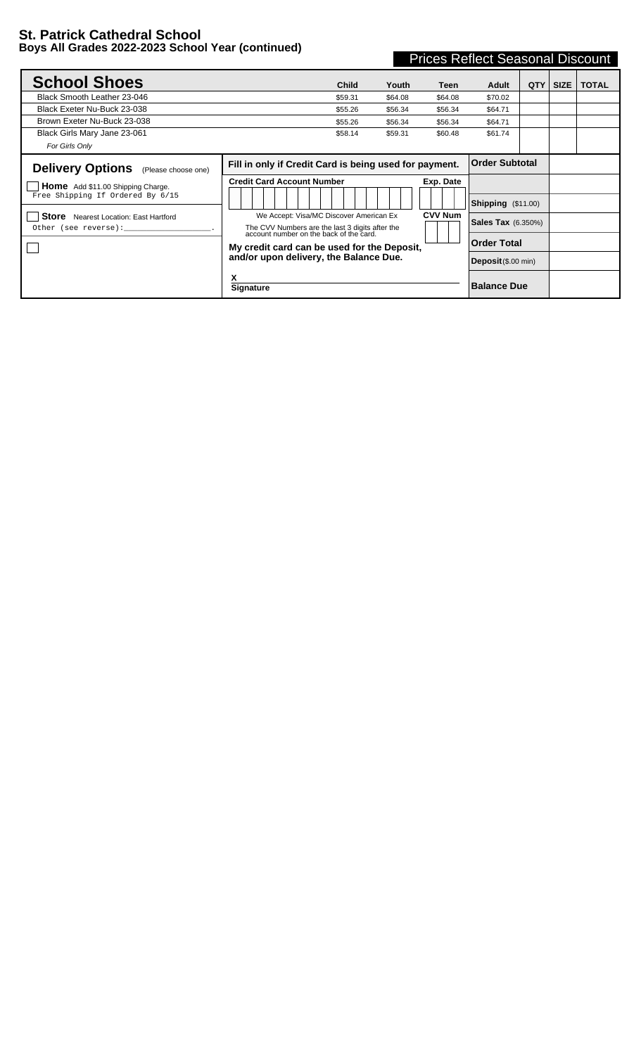# St. Patrick Cathedral School

## Boys All Grades 2022-2023 School Year (continued)

**Prices Reflect Seasonal Discount**

| School Shoes | Child | Youth | Teen | Adult | QTY | SIZE | TOTAL |
|---|---|---|---|---|---|---|---|
| Black Smooth Leather 23-046 | $59.31 | $64.08 | $64.08 | $70.02 | | | |
| Black Exeter Nu-Buck 23-038 | $55.26 | $56.34 | $56.34 | $64.71 | | | |
| Brown Exeter Nu-Buck 23-038 | $55.26 | $56.34 | $56.34 | $64.71 | | | |
| Black Girls Mary Jane 23-061 | $58.14 | $59.31 | $60.48 | $61.74 | | | |
| *For Girls Only* | | | | | | | |

**Delivery Options** (Please choose one)

- ☐ **Home** Add $11.00 Shipping Charge.
  Free Shipping If Ordered By 6/15
- ☐ **Store** Nearest Location: East Hartford
  Other (see reverse):____________________.
- ☐

**Fill in only if Credit Card is being used for payment.**

**Credit Card Account Number** | **Exp. Date**

We Accept: Visa/MC Discover American Ex

The CVV Numbers are the last 3 digits after the account number on the back of the card.

**CVV Num**

**My credit card can be used for the Deposit, and/or upon delivery, the Balance Due.**

X
**Signature**

| | |
|---|---|
| **Order Subtotal** | |
| | |
| **Shipping** ($11.00) | |
| **Sales Tax** (6.350%) | |
| **Order Total** | |
| **Deposit** ($.00 min) | |
| **Balance Due** | |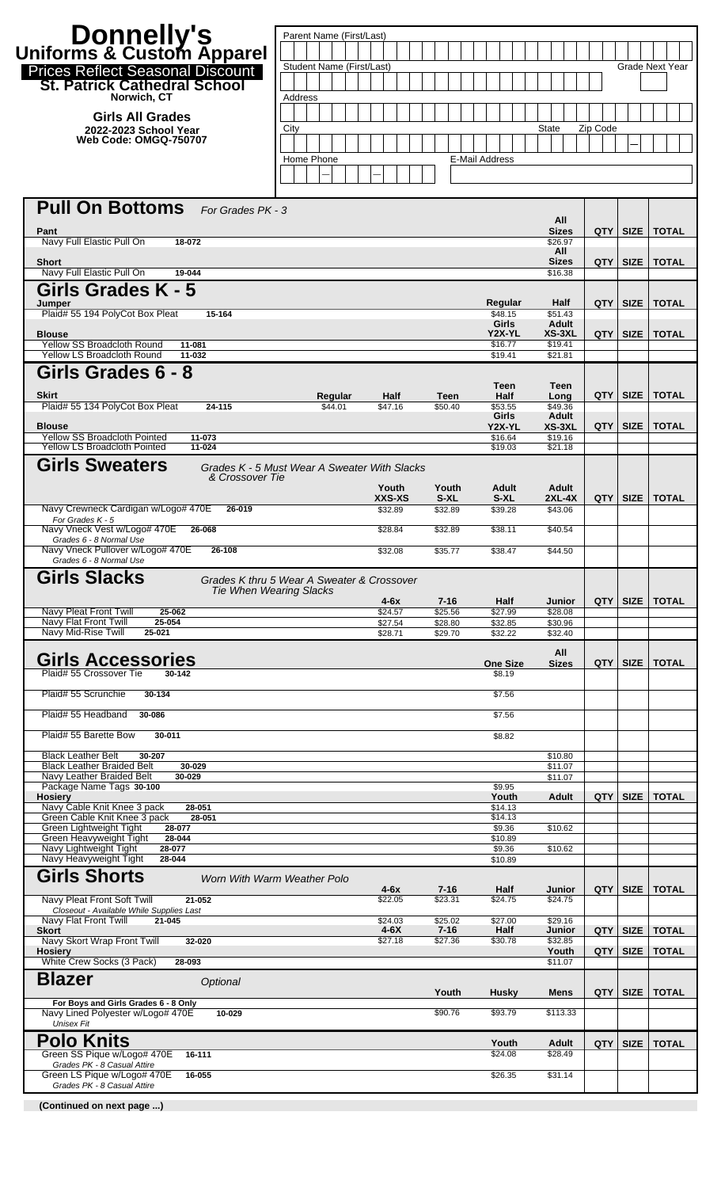# Donnelly's Uniforms & Custom Apparel

**Prices Reflect Seasonal Discount**

**St. Patrick Cathedral School**

Norwich, CT

**Girls All Grades**

**2022-2023 School Year**

**Web Code: OMGQ-750707**

Parent Name (First/Last)

Student Name (First/Last) — Grade Next Year

Address

City — State — Zip Code

Home Phone — E-Mail Address

## Pull On Bottoms *For Grades PK - 3*

| Pant | All Sizes | QTY | SIZE | TOTAL |
|---|---|---|---|---|
| Navy Full Elastic Pull On 18-072 | $26.97 | | | |
| **Short** | **All Sizes** | **QTY** | **SIZE** | **TOTAL** |
| Navy Full Elastic Pull On 19-044 | $16.38 | | | |

## Girls Grades K - 5

| Jumper | Regular | Half | QTY | SIZE | TOTAL |
|---|---|---|---|---|---|
| Plaid# 55 194 PolyCot Box Pleat 15-164 | $48.15 | $51.43 | | | |
| **Blouse** | **Girls Y2X-YL** | **Adult XS-3XL** | **QTY** | **SIZE** | **TOTAL** |
| Yellow SS Broadcloth Round 11-081 | $16.77 | $19.41 | | | |
| Yellow LS Broadcloth Round 11-032 | $19.41 | $21.81 | | | |

## Girls Grades 6 - 8

| Skirt | Regular | Half | Teen | Teen Half | Teen Long | QTY | SIZE | TOTAL |
|---|---|---|---|---|---|---|---|---|
| Plaid# 55 134 PolyCot Box Pleat 24-115 | $44.01 | $47.16 | $50.40 | $53.55 | $49.36 | | | |
| **Blouse** | | | | **Girls Y2X-YL** | **Adult XS-3XL** | **QTY** | **SIZE** | **TOTAL** |
| Yellow SS Broadcloth Pointed 11-073 | | | | $16.64 | $19.16 | | | |
| Yellow LS Broadcloth Pointed 11-024 | | | | $19.03 | $21.18 | | | |

## Girls Sweaters

*Grades K - 5 Must Wear A Sweater With Slacks & Crossover Tie*

| | Youth XXS-XS | Youth S-XL | Adult S-XL | Adult 2XL-4X | QTY | SIZE | TOTAL |
|---|---|---|---|---|---|---|---|
| Navy Crewneck Cardigan w/Logo# 470E 26-019 *For Grades K - 5* | $32.89 | $32.89 | $39.28 | $43.06 | | | |
| Navy Vneck Vest w/Logo# 470E 26-068 *Grades 6 - 8 Normal Use* | $28.84 | $32.89 | $38.11 | $40.54 | | | |
| Navy Vneck Pullover w/Logo# 470E 26-108 *Grades 6 - 8 Normal Use* | $32.08 | $35.77 | $38.47 | $44.50 | | | |

## Girls Slacks

*Grades K thru 5 Wear A Sweater & Crossover Tie When Wearing Slacks*

| | 4-6x | 7-16 | Half | Junior | QTY | SIZE | TOTAL |
|---|---|---|---|---|---|---|---|
| Navy Pleat Front Twill 25-062 | $24.57 | $25.56 | $27.99 | $28.08 | | | |
| Navy Flat Front Twill 25-054 | $27.54 | $28.80 | $32.85 | $30.96 | | | |
| Navy Mid-Rise Twill 25-021 | $28.71 | $29.70 | $32.22 | $32.40 | | | |

## Girls Accessories

| | One Size | All Sizes | QTY | SIZE | TOTAL |
|---|---|---|---|---|---|
| Plaid# 55 Crossover Tie 30-142 | $8.19 | | | | |
| Plaid# 55 Scrunchie 30-134 | $7.56 | | | | |
| Plaid# 55 Headband 30-086 | $7.56 | | | | |
| Plaid# 55 Barette Bow 30-011 | $8.82 | | | | |
| Black Leather Belt 30-207 | | $10.80 | | | |
| Black Leather Braided Belt 30-029 | | $11.07 | | | |
| Navy Leather Braided Belt 30-029 | | $11.07 | | | |
| Package Name Tags 30-100 | $9.95 | | | | |
| **Hosiery** | **Youth** | **Adult** | **QTY** | **SIZE** | **TOTAL** |
| Navy Cable Knit Knee 3 pack 28-051 | $14.13 | | | | |
| Green Cable Knit Knee 3 pack 28-051 | $14.13 | | | | |
| Green Lightweight Tight 28-077 | $9.36 | $10.62 | | | |
| Green Heavyweight Tight 28-044 | $10.89 | | | | |
| Navy Lightweight Tight 28-077 | $9.36 | $10.62 | | | |
| Navy Heavyweight Tight 28-044 | $10.89 | | | | |

## Girls Shorts

*Worn With Warm Weather Polo*

| | 4-6x | 7-16 | Half | Junior | QTY | SIZE | TOTAL |
|---|---|---|---|---|---|---|---|
| Navy Pleat Front Soft Twill 21-052 *Closeout - Available While Supplies Last* | $22.05 | $23.31 | $24.75 | $24.75 | | | |
| Navy Flat Front Twill 21-045 | $24.03 | $25.02 | $27.00 | $29.16 | | | |
| **Skort** | **4-6X** | **7-16** | **Half** | **Junior** | **QTY** | **SIZE** | **TOTAL** |
| Navy Skort Wrap Front Twill 32-020 | $27.18 | $27.36 | $30.78 | $32.85 | | | |
| **Hosiery** | | | | **Youth** | **QTY** | **SIZE** | **TOTAL** |
| White Crew Socks (3 Pack) 28-093 | | | | $11.07 | | | |

## Blazer *Optional*

| For Boys and Girls Grades 6 - 8 Only | Youth | Husky | Mens | QTY | SIZE | TOTAL |
|---|---|---|---|---|---|---|
| Navy Lined Polyester w/Logo# 470E 10-029 *Unisex Fit* | $90.76 | $93.79 | $113.33 | | | |

## Polo Knits

| | Youth | Adult | QTY | SIZE | TOTAL |
|---|---|---|---|---|---|
| Green SS Pique w/Logo# 470E 16-111 *Grades PK - 8 Casual Attire* | $24.08 | $28.49 | | | |
| Green LS Pique w/Logo# 470E 16-055 *Grades PK - 8 Casual Attire* | $26.35 | $31.14 | | | |

**(Continued on next page ...)**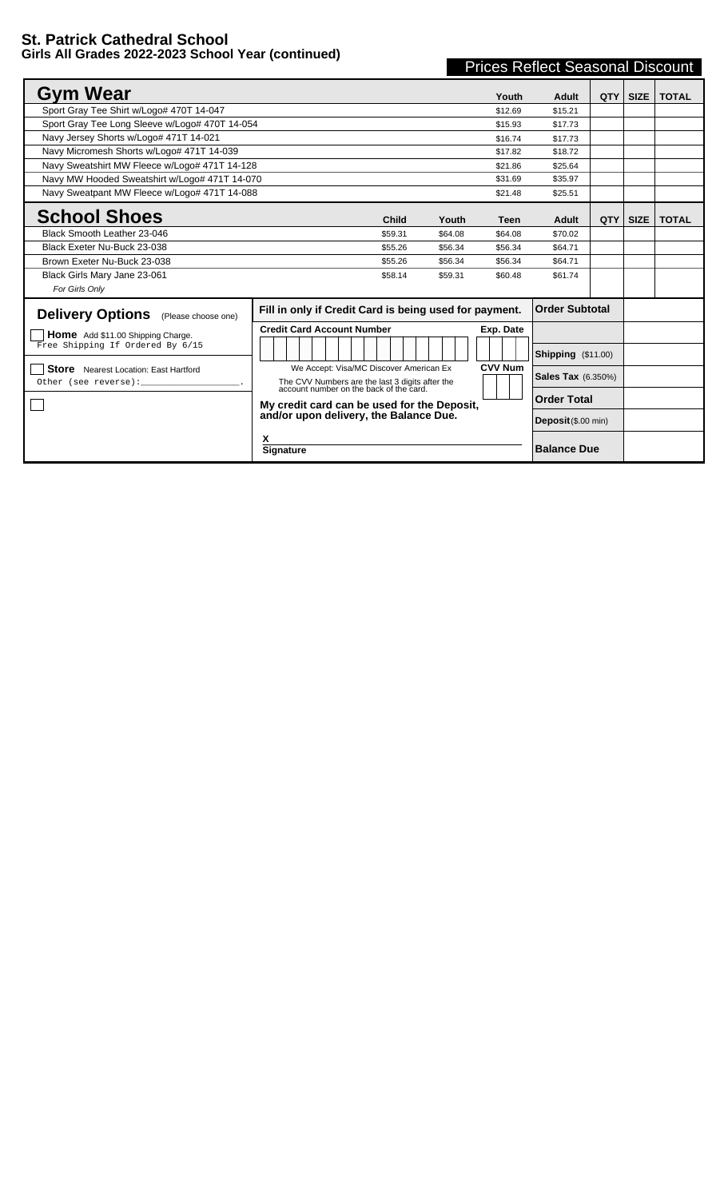# St. Patrick Cathedral School

**Girls All Grades 2022-2023 School Year (continued)**

Prices Reflect Seasonal Discount

| Gym Wear | Youth | Adult | QTY | SIZE | TOTAL |
|---|---|---|---|---|---|
| Sport Gray Tee Shirt w/Logo# 470T 14-047 | $12.69 | $15.21 | | | |
| Sport Gray Tee Long Sleeve w/Logo# 470T 14-054 | $15.93 | $17.73 | | | |
| Navy Jersey Shorts w/Logo# 471T 14-021 | $16.74 | $17.73 | | | |
| Navy Micromesh Shorts w/Logo# 471T 14-039 | $17.82 | $18.72 | | | |
| Navy Sweatshirt MW Fleece w/Logo# 471T 14-128 | $21.86 | $25.64 | | | |
| Navy MW Hooded Sweatshirt w/Logo# 471T 14-070 | $31.69 | $35.97 | | | |
| Navy Sweatpant MW Fleece w/Logo# 471T 14-088 | $21.48 | $25.51 | | | |

| School Shoes | Child | Youth | Teen | Adult | QTY | SIZE | TOTAL |
|---|---|---|---|---|---|---|---|
| Black Smooth Leather 23-046 | $59.31 | $64.08 | $64.08 | $70.02 | | | |
| Black Exeter Nu-Buck 23-038 | $55.26 | $56.34 | $56.34 | $64.71 | | | |
| Brown Exeter Nu-Buck 23-038 | $55.26 | $56.34 | $56.34 | $64.71 | | | |
| Black Girls Mary Jane 23-061<br>*For Girls Only* | $58.14 | $59.31 | $60.48 | $61.74 | | | |

**Delivery Options** (Please choose one)

- ☐ **Home** Add $11.00 Shipping Charge. Free Shipping If Ordered By 6/15
- ☐ **Store** Nearest Location: East Hartford
  Other (see reverse):____________________.
- ☐

**Fill in only if Credit Card is being used for payment.**

**Credit Card Account Number** | **Exp. Date**

We Accept: Visa/MC Discover American Ex | **CVV Num**

The CVV Numbers are the last 3 digits after the account number on the back of the card.

**My credit card can be used for the Deposit, and/or upon delivery, the Balance Due.**

X
**Signature**

| | |
|---|---|
| **Order Subtotal** | |
| | |
| **Shipping** ($11.00) | |
| **Sales Tax** (6.350%) | |
| **Order Total** | |
| **Deposit** ($.00 min) | |
| **Balance Due** | |